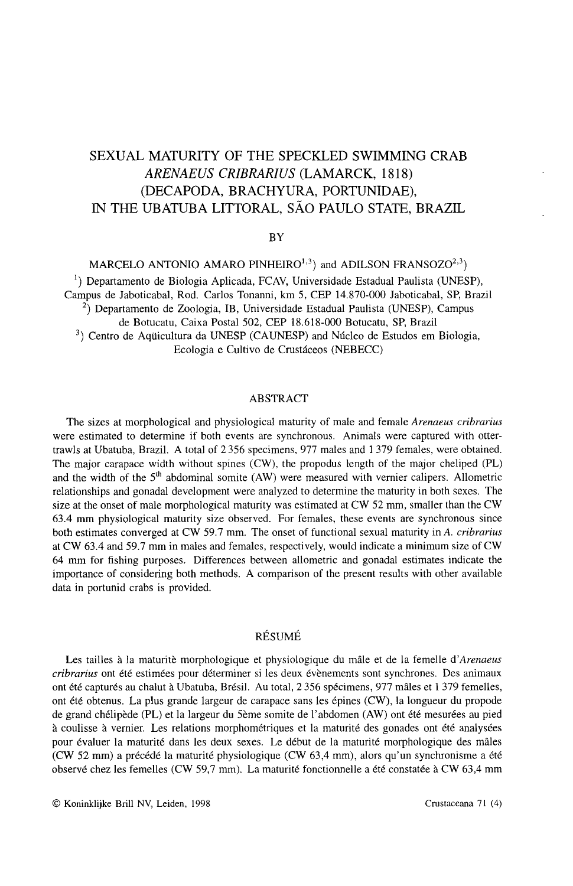# SEXUAL MATURITY OF THE SPECKLED SWIMMING CRAB *ARENAEUS CRIBRARIUS* (LAMARCK, 1818) (DECAPODA, BRACHYURA, PORTUNIDAE), IN THE UBATUBA LITTORAL, SÃO PAULO STATE, BRAZIL

BY

MARCELO ANTONIO AMARO PINHEIRO[1,3] and ADILSON FRANSOZO[2,3]

[1]) Departamento de Biologia Aplicada, FCAV, Universidade Estadual Paulista (UNESP), Campus de Jaboticabal, Rod. Carlos Tonanni, km 5, CEP 14.870-000 Jaboticabal, SP, Brazil

[2]) Departamento de Zoologia, IB, Universidade Estadual Paulista (UNESP), Campus de Botucatu, Caixa Postal 502, CEP 18.618-000 Botucatu, SP, Brazil

[3]) Centro de Aqüicultura da UNESP (CAUNESP) and Núcleo de Estudos em Biologia, Ecologia e Cultivo de Crustáceos (NEBECC)

## ABSTRACT

The sizes at morphological and physiological maturity of male and female *Arenaeus cribrarius* were estimated to determine if both events are synchronous. Animals were captured with otter-trawls at Ubatuba, Brazil. A total of 2 356 specimens, 977 males and 1 379 females, were obtained. The major carapace width without spines (CW), the propodus length of the major cheliped (PL) and the width of the 5th abdominal somite (AW) were measured with vernier calipers. Allometric relationships and gonadal development were analyzed to determine the maturity in both sexes. The size at the onset of male morphological maturity was estimated at CW 52 mm, smaller than the CW 63.4 mm physiological maturity size observed. For females, these events are synchronous since both estimates converged at CW 59.7 mm. The onset of functional sexual maturity in *A. cribrarius* at CW 63.4 and 59.7 mm in males and females, respectively, would indicate a minimum size of CW 64 mm for fishing purposes. Differences between allometric and gonadal estimates indicate the importance of considering both methods. A comparison of the present results with other available data in portunid crabs is provided.

## RÉSUMÉ

Les tailles à la maturitè morphologique et physiologique du mâle et de la femelle d'*Arenaeus cribrarius* ont été estimées pour déterminer si les deux évènements sont synchrones. Des animaux ont été capturés au chalut à Ubatuba, Brésil. Au total, 2 356 spécimens, 977 mâles et 1 379 femelles, ont été obtenus. La plus grande largeur de carapace sans les épines (CW), la longueur du propode de grand chélipède (PL) et la largeur du 5ème somite de l'abdomen (AW) ont été mesurées au pied à coulisse à vernier. Les relations morphométriques et la maturité des gonades ont été analysées pour évaluer la maturité dans les deux sexes. Le début de la maturité morphologique des mâles (CW 52 mm) a précédé la maturité physiologique (CW 63,4 mm), alors qu'un synchronisme a été observé chez les femelles (CW 59,7 mm). La maturité fonctionnelle a été constatée à CW 63,4 mm

© Koninklijke Brill NV, Leiden, 1998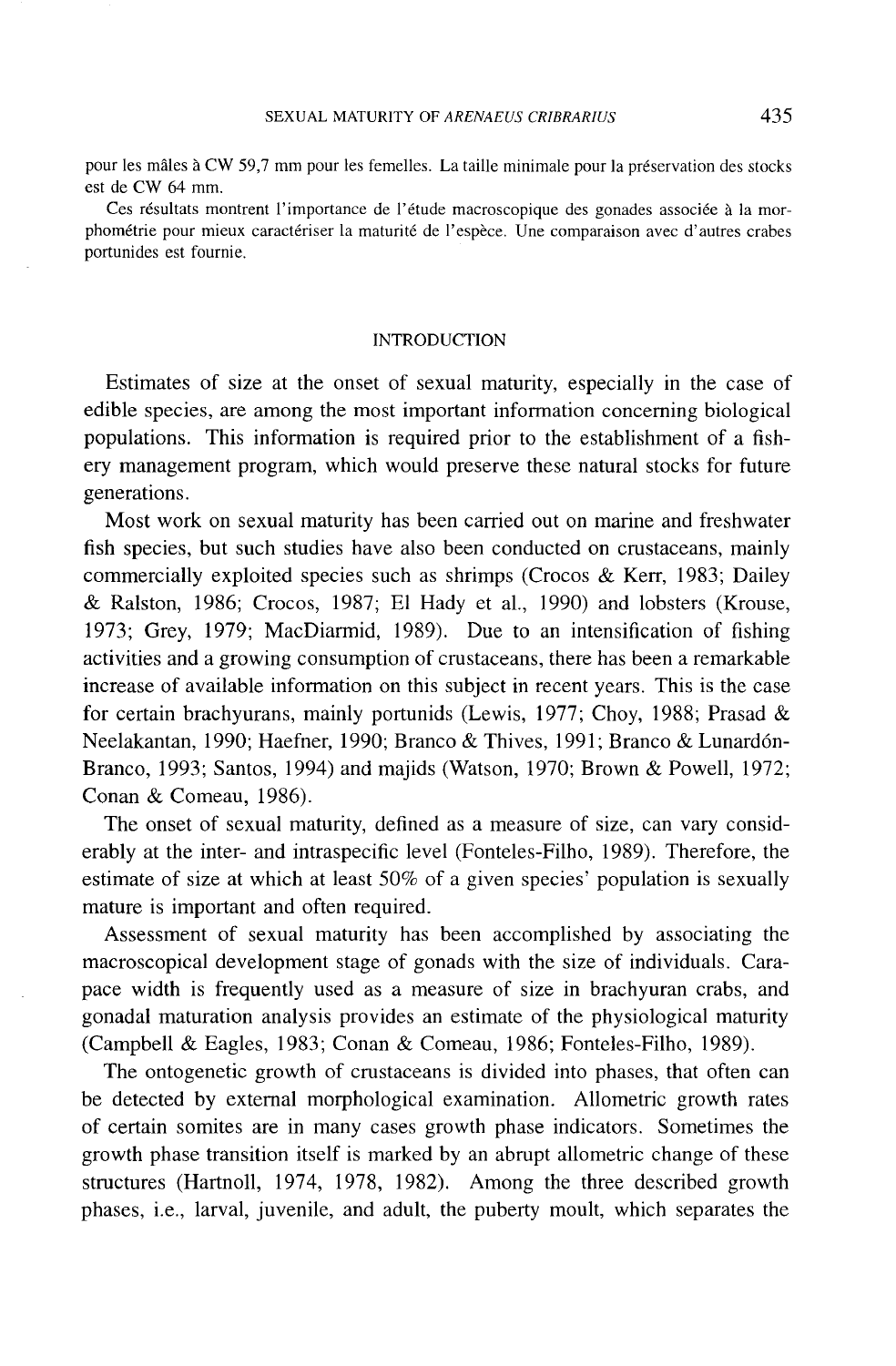pour les mâles à CW 59,7 mm pour les femelles. La taille minimale pour la préservation des stocks est de CW 64 mm.

Ces résultats montrent l'importance de l'étude macroscopique des gonades associée à la morphométrie pour mieux caractériser la maturité de l'espèce. Une comparaison avec d'autres crabes portunides est fournie.

## INTRODUCTION

Estimates of size at the onset of sexual maturity, especially in the case of edible species, are among the most important information concerning biological populations. This information is required prior to the establishment of a fishery management program, which would preserve these natural stocks for future generations.

Most work on sexual maturity has been carried out on marine and freshwater fish species, but such studies have also been conducted on crustaceans, mainly commercially exploited species such as shrimps (Crocos & Kerr, 1983; Dailey & Ralston, 1986; Crocos, 1987; El Hady et al., 1990) and lobsters (Krouse, 1973; Grey, 1979; MacDiarmid, 1989). Due to an intensification of fishing activities and a growing consumption of crustaceans, there has been a remarkable increase of available information on this subject in recent years. This is the case for certain brachyurans, mainly portunids (Lewis, 1977; Choy, 1988; Prasad & Neelakantan, 1990; Haefner, 1990; Branco & Thives, 1991; Branco & Lunardón-Branco, 1993; Santos, 1994) and majids (Watson, 1970; Brown & Powell, 1972; Conan & Comeau, 1986).

The onset of sexual maturity, defined as a measure of size, can vary considerably at the inter- and intraspecific level (Fonteles-Filho, 1989). Therefore, the estimate of size at which at least 50% of a given species' population is sexually mature is important and often required.

Assessment of sexual maturity has been accomplished by associating the macroscopical development stage of gonads with the size of individuals. Carapace width is frequently used as a measure of size in brachyuran crabs, and gonadal maturation analysis provides an estimate of the physiological maturity (Campbell & Eagles, 1983; Conan & Comeau, 1986; Fonteles-Filho, 1989).

The ontogenetic growth of crustaceans is divided into phases, that often can be detected by external morphological examination. Allometric growth rates of certain somites are in many cases growth phase indicators. Sometimes the growth phase transition itself is marked by an abrupt allometric change of these structures (Hartnoll, 1974, 1978, 1982). Among the three described growth phases, i.e., larval, juvenile, and adult, the puberty moult, which separates the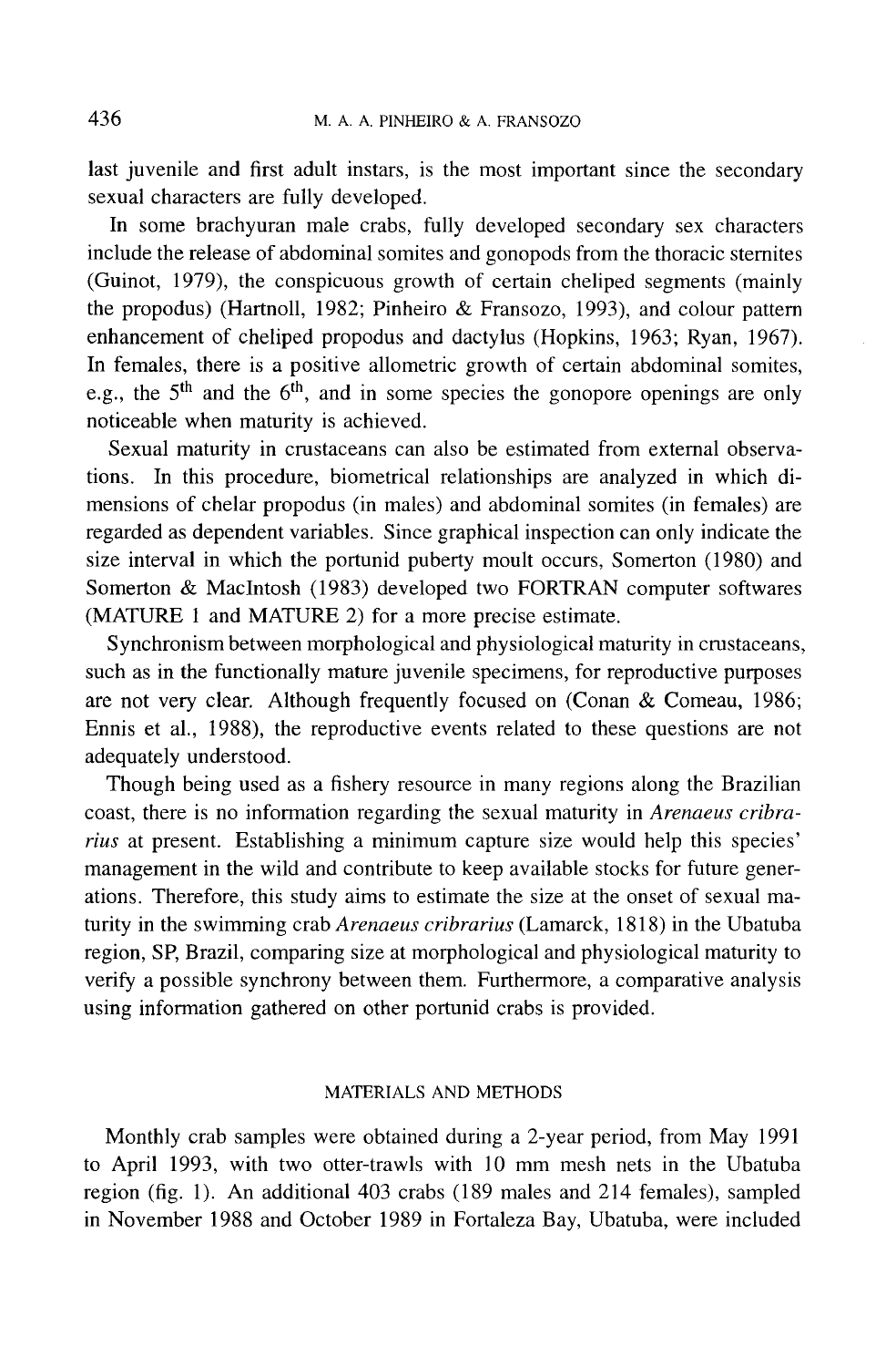last juvenile and first adult instars, is the most important since the secondary sexual characters are fully developed.

In some brachyuran male crabs, fully developed secondary sex characters include the release of abdominal somites and gonopods from the thoracic sternites (Guinot, 1979), the conspicuous growth of certain cheliped segments (mainly the propodus) (Hartnoll, 1982; Pinheiro & Fransozo, 1993), and colour pattern enhancement of cheliped propodus and dactylus (Hopkins, 1963; Ryan, 1967). In females, there is a positive allometric growth of certain abdominal somites, e.g., the 5$^{th}$ and the 6$^{th}$, and in some species the gonopore openings are only noticeable when maturity is achieved.

Sexual maturity in crustaceans can also be estimated from external observations. In this procedure, biometrical relationships are analyzed in which dimensions of chelar propodus (in males) and abdominal somites (in females) are regarded as dependent variables. Since graphical inspection can only indicate the size interval in which the portunid puberty moult occurs, Somerton (1980) and Somerton & MacIntosh (1983) developed two FORTRAN computer softwares (MATURE 1 and MATURE 2) for a more precise estimate.

Synchronism between morphological and physiological maturity in crustaceans, such as in the functionally mature juvenile specimens, for reproductive purposes are not very clear. Although frequently focused on (Conan & Comeau, 1986; Ennis et al., 1988), the reproductive events related to these questions are not adequately understood.

Though being used as a fishery resource in many regions along the Brazilian coast, there is no information regarding the sexual maturity in *Arenaeus cribrarius* at present. Establishing a minimum capture size would help this species' management in the wild and contribute to keep available stocks for future generations. Therefore, this study aims to estimate the size at the onset of sexual maturity in the swimming crab *Arenaeus cribrarius* (Lamarck, 1818) in the Ubatuba region, SP, Brazil, comparing size at morphological and physiological maturity to verify a possible synchrony between them. Furthermore, a comparative analysis using information gathered on other portunid crabs is provided.

## MATERIALS AND METHODS

Monthly crab samples were obtained during a 2-year period, from May 1991 to April 1993, with two otter-trawls with 10 mm mesh nets in the Ubatuba region (fig. 1). An additional 403 crabs (189 males and 214 females), sampled in November 1988 and October 1989 in Fortaleza Bay, Ubatuba, were included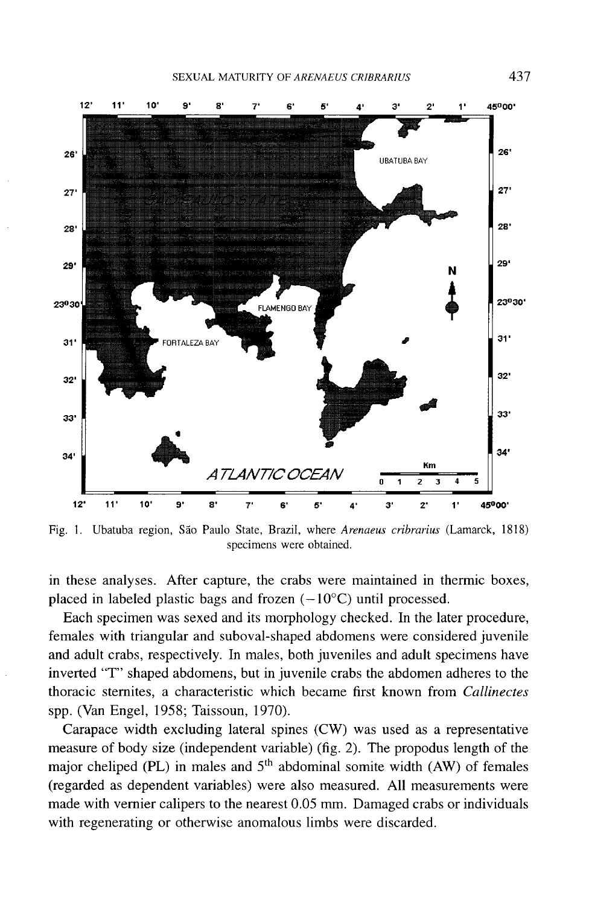Fig. 1. Ubatuba region, São Paulo State, Brazil, where *Arenaeus cribrarius* (Lamarck, 1818) specimens were obtained.

in these analyses. After capture, the crabs were maintained in thermic boxes, placed in labeled plastic bags and frozen (−10°C) until processed.

Each specimen was sexed and its morphology checked. In the later procedure, females with triangular and suboval-shaped abdomens were considered juvenile and adult crabs, respectively. In males, both juveniles and adult specimens have inverted "T" shaped abdomens, but in juvenile crabs the abdomen adheres to the thoracic sternites, a characteristic which became first known from *Callinectes* spp. (Van Engel, 1958; Taissoun, 1970).

Carapace width excluding lateral spines (CW) was used as a representative measure of body size (independent variable) (fig. 2). The propodus length of the major cheliped (PL) in males and $5^{th}$ abdominal somite width (AW) of females (regarded as dependent variables) were also measured. All measurements were made with vernier calipers to the nearest 0.05 mm. Damaged crabs or individuals with regenerating or otherwise anomalous limbs were discarded.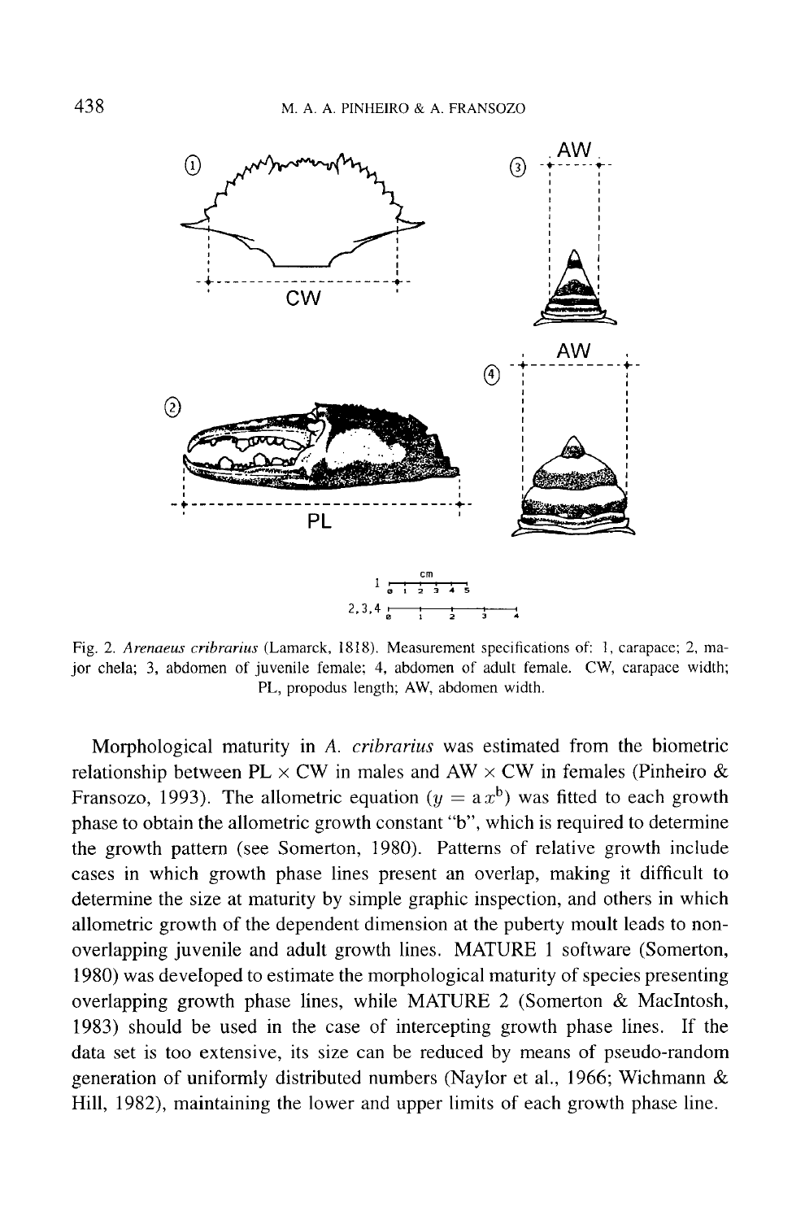Fig. 2. *Arenaeus cribrarius* (Lamarck, 1818). Measurement specifications of: 1, carapace; 2, major chela; 3, abdomen of juvenile female; 4, abdomen of adult female. CW, carapace width; PL, propodus length; AW, abdomen width.

Morphological maturity in *A. cribrarius* was estimated from the biometric relationship between PL × CW in males and AW × CW in females (Pinheiro & Fransozo, 1993). The allometric equation ($y = ax^b$) was fitted to each growth phase to obtain the allometric growth constant "b", which is required to determine the growth pattern (see Somerton, 1980). Patterns of relative growth include cases in which growth phase lines present an overlap, making it difficult to determine the size at maturity by simple graphic inspection, and others in which allometric growth of the dependent dimension at the puberty moult leads to non-overlapping juvenile and adult growth lines. MATURE 1 software (Somerton, 1980) was developed to estimate the morphological maturity of species presenting overlapping growth phase lines, while MATURE 2 (Somerton & MacIntosh, 1983) should be used in the case of intercepting growth phase lines. If the data set is too extensive, its size can be reduced by means of pseudo-random generation of uniformly distributed numbers (Naylor et al., 1966; Wichmann & Hill, 1982), maintaining the lower and upper limits of each growth phase line.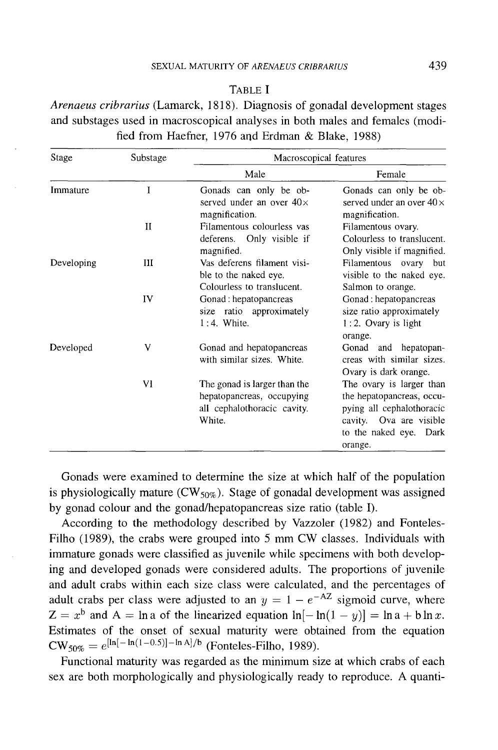TABLE I

*Arenaeus cribrarius* (Lamarck, 1818). Diagnosis of gonadal development stages and substages used in macroscopical analyses in both males and females (modified from Haefner, 1976 and Erdman & Blake, 1988)

| Stage | Substage | Macroscopical features | |
|---|---|---|---|
| | | Male | Female |
| Immature | I | Gonads can only be observed under an over 40× magnification. | Gonads can only be observed under an over 40× magnification. |
| | II | Filamentous colourless vas deferens. Only visible if magnified. | Filamentous ovary. Colourless to translucent. Only visible if magnified. |
| Developing | III | Vas deferens filament visible to the naked eye. Colourless to translucent. | Filamentous ovary but visible to the naked eye. Salmon to orange. |
| | IV | Gonad : hepatopancreas size ratio approximately 1 : 4. White. | Gonad : hepatopancreas size ratio approximately 1 : 2. Ovary is light orange. |
| Developed | V | Gonad and hepatopancreas with similar sizes. White. | Gonad and hepatopancreas with similar sizes. Ovary is dark orange. |
| | VI | The gonad is larger than the hepatopancreas, occupying all cephalothoracic cavity. White. | The ovary is larger than the hepatopancreas, occupying all cephalothoracic cavity. Ova are visible to the naked eye. Dark orange. |

Gonads were examined to determine the size at which half of the population is physiologically mature ($CW_{50\%}$). Stage of gonadal development was assigned by gonad colour and the gonad/hepatopancreas size ratio (table I).

According to the methodology described by Vazzoler (1982) and Fonteles-Filho (1989), the crabs were grouped into 5 mm CW classes. Individuals with immature gonads were classified as juvenile while specimens with both developing and developed gonads were considered adults. The proportions of juvenile and adult crabs within each size class were calculated, and the percentages of adult crabs per class were adjusted to an $y = 1 - e^{-AZ}$ sigmoid curve, where $Z = x^b$ and $A = \ln a$ of the linearized equation $\ln[-\ln(1 - y)] = \ln a + b \ln x$. Estimates of the onset of sexual maturity were obtained from the equation $CW_{50\%} = e^{[\ln[-\ln(1-0.5)] - \ln A]/b}$ (Fonteles-Filho, 1989).

Functional maturity was regarded as the minimum size at which crabs of each sex are both morphologically and physiologically ready to reproduce. A quanti-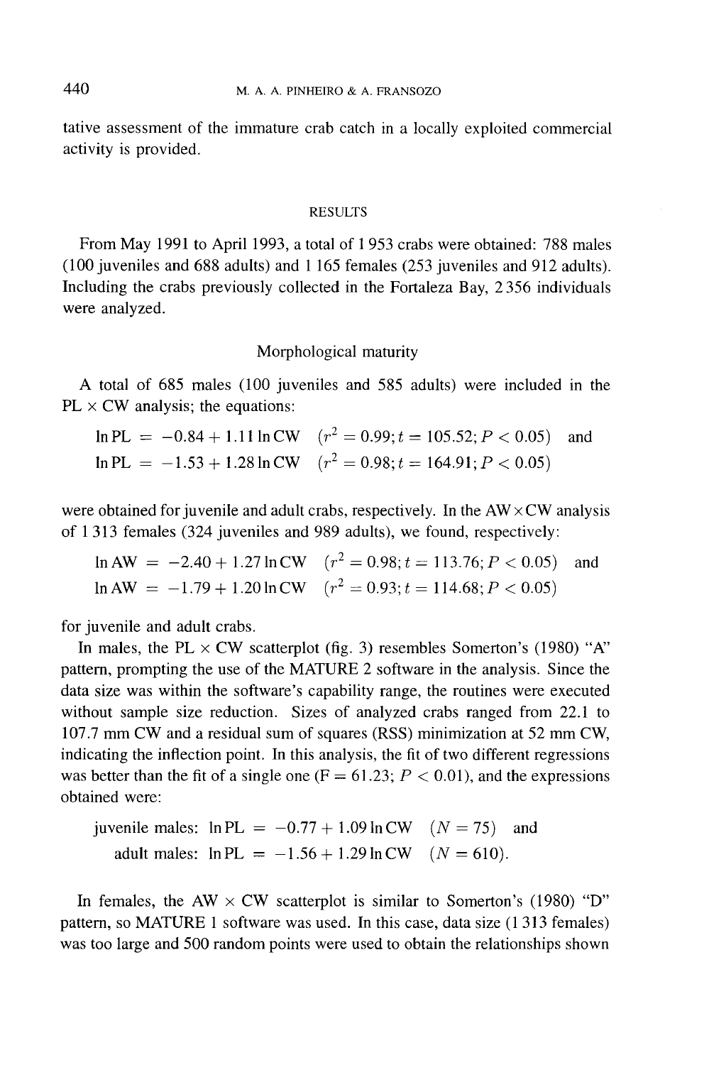tative assessment of the immature crab catch in a locally exploited commercial activity is provided.

## RESULTS

From May 1991 to April 1993, a total of 1 953 crabs were obtained: 788 males (100 juveniles and 688 adults) and 1 165 females (253 juveniles and 912 adults). Including the crabs previously collected in the Fortaleza Bay, 2 356 individuals were analyzed.

### Morphological maturity

A total of 685 males (100 juveniles and 585 adults) were included in the PL × CW analysis; the equations:

$$\ln \mathrm{PL} = -0.84 + 1.11 \ln \mathrm{CW} \quad (r^2 = 0.99; t = 105.52; P < 0.05) \quad \text{and}$$

$$\ln \mathrm{PL} = -1.53 + 1.28 \ln \mathrm{CW} \quad (r^2 = 0.98; t = 164.91; P < 0.05)$$

were obtained for juvenile and adult crabs, respectively. In the AW × CW analysis of 1 313 females (324 juveniles and 989 adults), we found, respectively:

$$\ln \mathrm{AW} = -2.40 + 1.27 \ln \mathrm{CW} \quad (r^2 = 0.98; t = 113.76; P < 0.05) \quad \text{and}$$

$$\ln \mathrm{AW} = -1.79 + 1.20 \ln \mathrm{CW} \quad (r^2 = 0.93; t = 114.68; P < 0.05)$$

for juvenile and adult crabs.

In males, the PL × CW scatterplot (fig. 3) resembles Somerton's (1980) "A" pattern, prompting the use of the MATURE 2 software in the analysis. Since the data size was within the software's capability range, the routines were executed without sample size reduction. Sizes of analyzed crabs ranged from 22.1 to 107.7 mm CW and a residual sum of squares (RSS) minimization at 52 mm CW, indicating the inflection point. In this analysis, the fit of two different regressions was better than the fit of a single one ($F = 61.23$; $P < 0.01$), and the expressions obtained were:

$$\text{juvenile males: } \ln \mathrm{PL} = -0.77 + 1.09 \ln \mathrm{CW} \quad (N = 75) \quad \text{and}$$

$$\text{adult males: } \ln \mathrm{PL} = -1.56 + 1.29 \ln \mathrm{CW} \quad (N = 610).$$

In females, the AW × CW scatterplot is similar to Somerton's (1980) "D" pattern, so MATURE 1 software was used. In this case, data size (1 313 females) was too large and 500 random points were used to obtain the relationships shown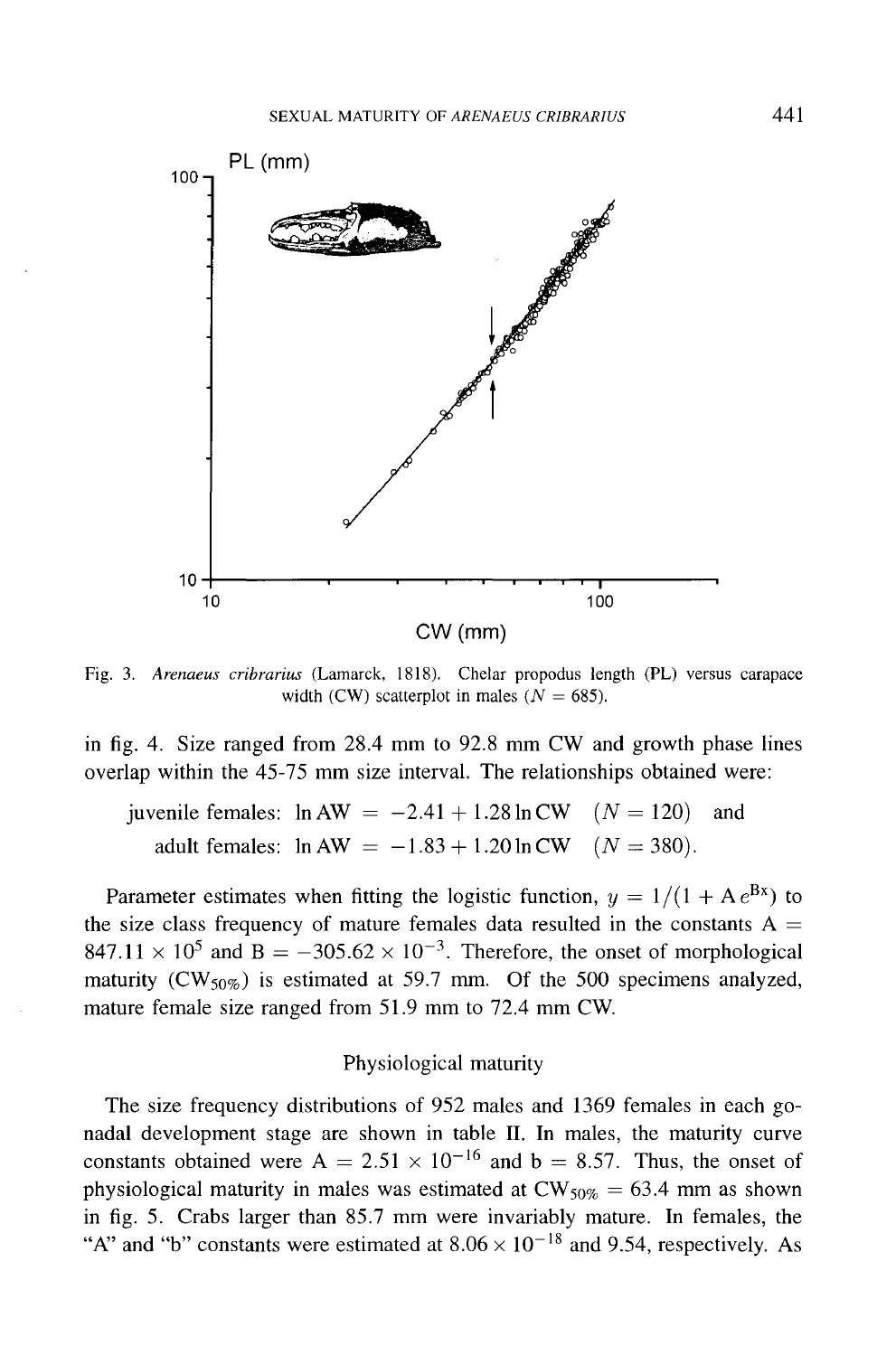Fig. 3. *Arenaeus cribrarius* (Lamarck, 1818). Chelar propodus length (PL) versus carapace width (CW) scatterplot in males ($N = 685$).

in fig. 4. Size ranged from 28.4 mm to 92.8 mm CW and growth phase lines overlap within the 45-75 mm size interval. The relationships obtained were:

$$\text{juvenile females: } \ln \text{AW} = -2.41 + 1.28 \ln \text{CW} \quad (N = 120) \quad \text{and}$$

$$\text{adult females: } \ln \text{AW} = -1.83 + 1.20 \ln \text{CW} \quad (N = 380).$$

Parameter estimates when fitting the logistic function, $y = 1/(1 + \text{A}\,e^{\text{Bx}})$ to the size class frequency of mature females data resulted in the constants $\text{A} = 847.11 \times 10^5$ and $\text{B} = -305.62 \times 10^{-3}$. Therefore, the onset of morphological maturity ($\text{CW}_{50\%}$) is estimated at 59.7 mm. Of the 500 specimens analyzed, mature female size ranged from 51.9 mm to 72.4 mm CW.

## Physiological maturity

The size frequency distributions of 952 males and 1369 females in each gonadal development stage are shown in table II. In males, the maturity curve constants obtained were $\text{A} = 2.51 \times 10^{-16}$ and $\text{b} = 8.57$. Thus, the onset of physiological maturity in males was estimated at $\text{CW}_{50\%} = 63.4$ mm as shown in fig. 5. Crabs larger than 85.7 mm were invariably mature. In females, the "A" and "b" constants were estimated at $8.06 \times 10^{-18}$ and 9.54, respectively. As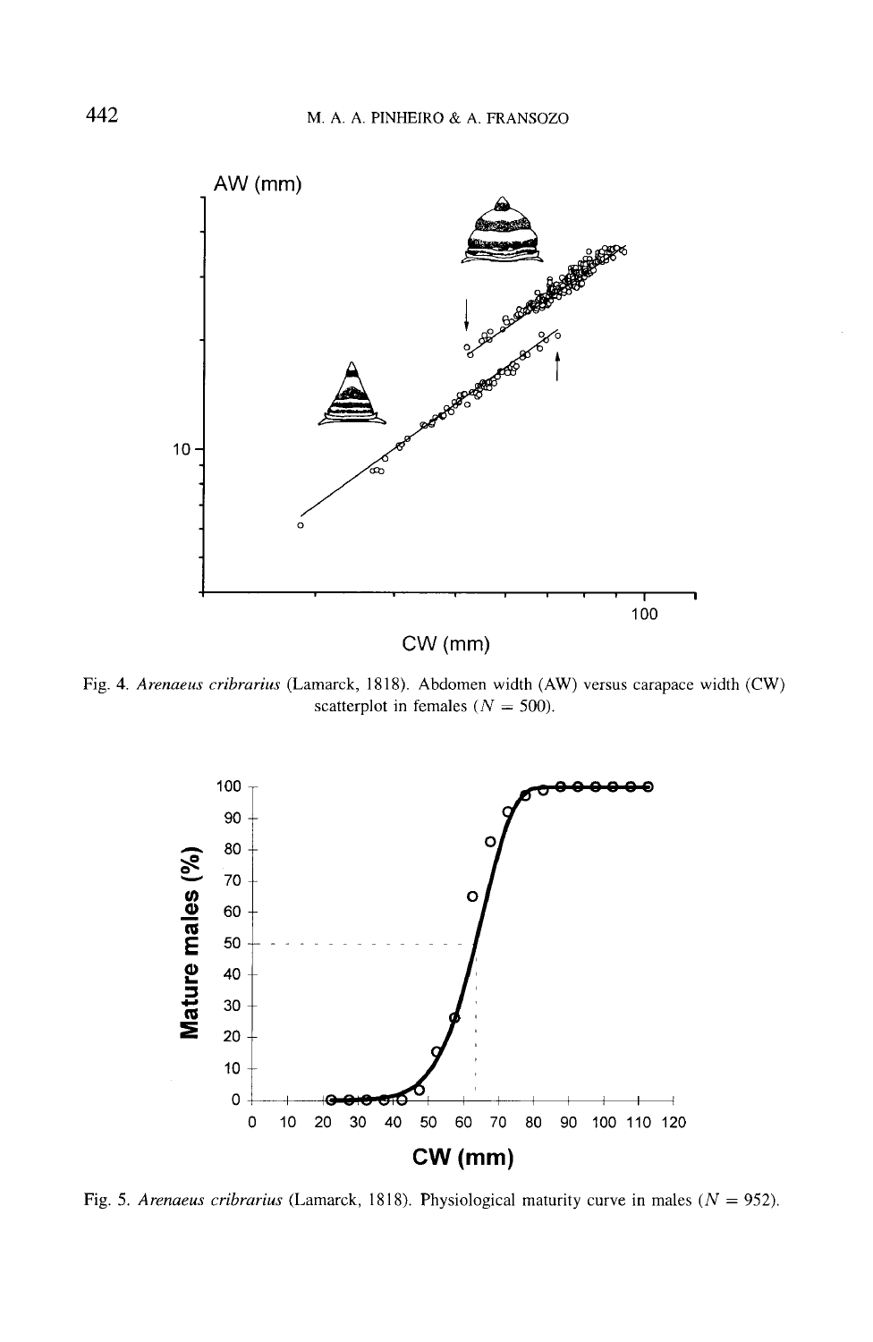Fig. 4. *Arenaeus cribrarius* (Lamarck, 1818). Abdomen width (AW) versus carapace width (CW) scatterplot in females ($N = 500$).

Fig. 5. *Arenaeus cribrarius* (Lamarck, 1818). Physiological maturity curve in males ($N = 952$).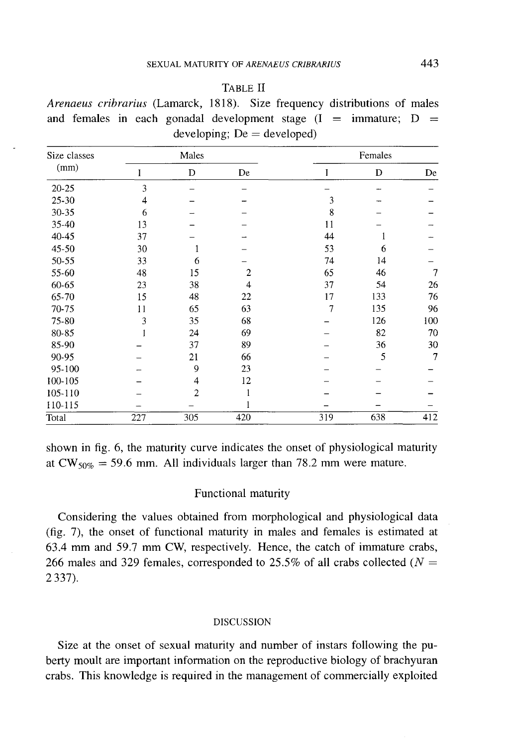TABLE II

*Arenaeus cribrarius* (Lamarck, 1818). Size frequency distributions of males and females in each gonadal development stage (I = immature; D = developing; De = developed)

| Size classes (mm) | Males | | | Females | | |
|---|---|---|---|---|---|---|
| | I | D | De | I | D | De |
| 20-25 | 3 | – | – | – | – | – |
| 25-30 | 4 | – | – | 3 | – | – |
| 30-35 | 6 | – | – | 8 | – | – |
| 35-40 | 13 | – | – | 11 | – | – |
| 40-45 | 37 | – | – | 44 | 1 | – |
| 45-50 | 30 | 1 | – | 53 | 6 | – |
| 50-55 | 33 | 6 | – | 74 | 14 | – |
| 55-60 | 48 | 15 | 2 | 65 | 46 | 7 |
| 60-65 | 23 | 38 | 4 | 37 | 54 | 26 |
| 65-70 | 15 | 48 | 22 | 17 | 133 | 76 |
| 70-75 | 11 | 65 | 63 | 7 | 135 | 96 |
| 75-80 | 3 | 35 | 68 | – | 126 | 100 |
| 80-85 | 1 | 24 | 69 | – | 82 | 70 |
| 85-90 | – | 37 | 89 | – | 36 | 30 |
| 90-95 | – | 21 | 66 | – | 5 | 7 |
| 95-100 | – | 9 | 23 | – | – | – |
| 100-105 | – | 4 | 12 | – | – | – |
| 105-110 | – | 2 | 1 | – | – | – |
| 110-115 | – | – | 1 | – | – | – |
| Total | 227 | 305 | 420 | 319 | 638 | 412 |

shown in fig. 6, the maturity curve indicates the onset of physiological maturity at $CW_{50\%} = 59.6$ mm. All individuals larger than 78.2 mm were mature.

### Functional maturity

Considering the values obtained from morphological and physiological data (fig. 7), the onset of functional maturity in males and females is estimated at 63.4 mm and 59.7 mm CW, respectively. Hence, the catch of immature crabs, 266 males and 329 females, corresponded to 25.5% of all crabs collected ($N = 2\,337$).

## DISCUSSION

Size at the onset of sexual maturity and number of instars following the puberty moult are important information on the reproductive biology of brachyuran crabs. This knowledge is required in the management of commercially exploited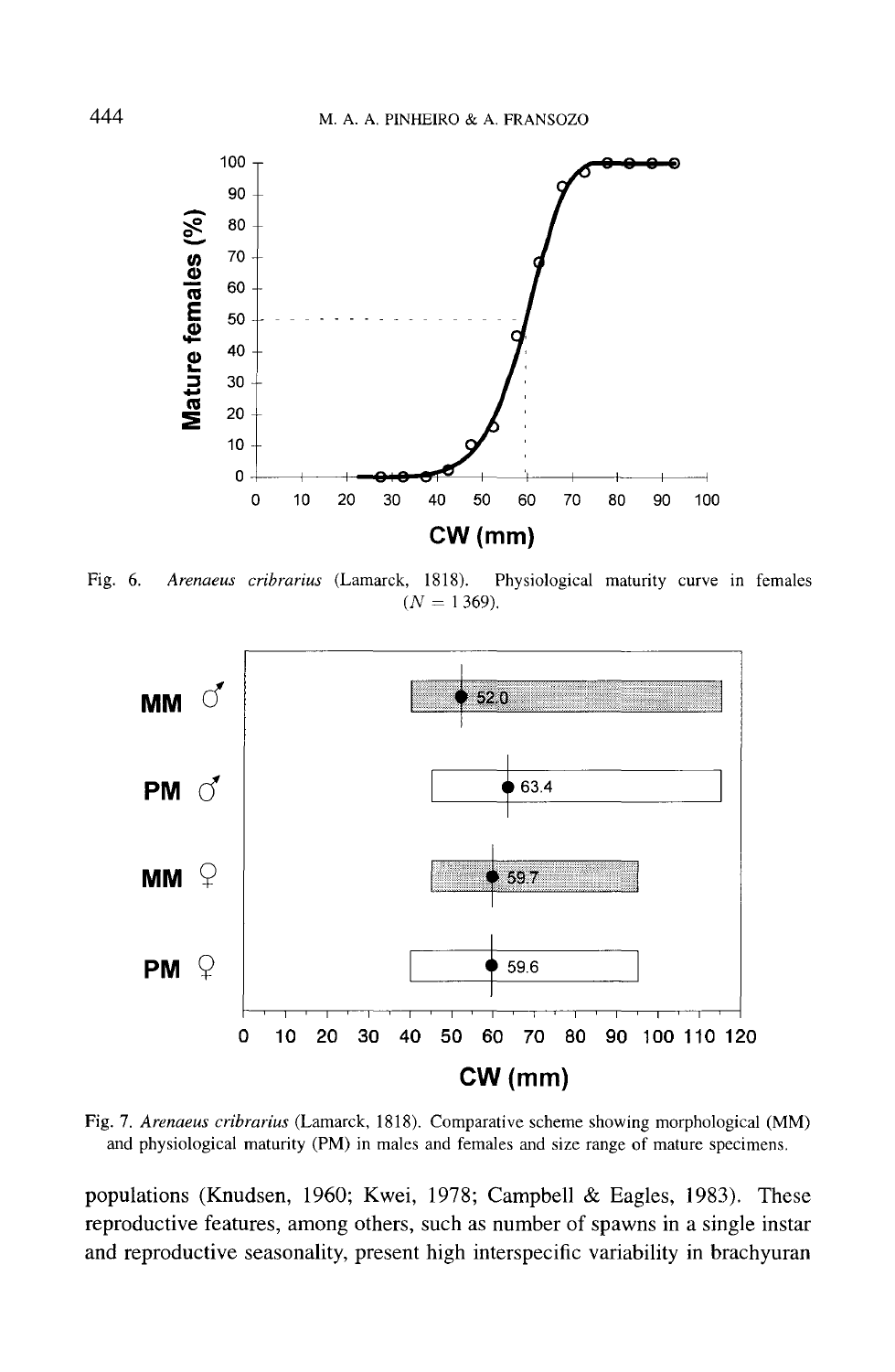Fig. 6. *Arenaeus cribrarius* (Lamarck, 1818). Physiological maturity curve in females ($N = 1\,369$).

Fig. 7. *Arenaeus cribrarius* (Lamarck, 1818). Comparative scheme showing morphological (MM) and physiological maturity (PM) in males and females and size range of mature specimens.

populations (Knudsen, 1960; Kwei, 1978; Campbell & Eagles, 1983). These reproductive features, among others, such as number of spawns in a single instar and reproductive seasonality, present high interspecific variability in brachyuran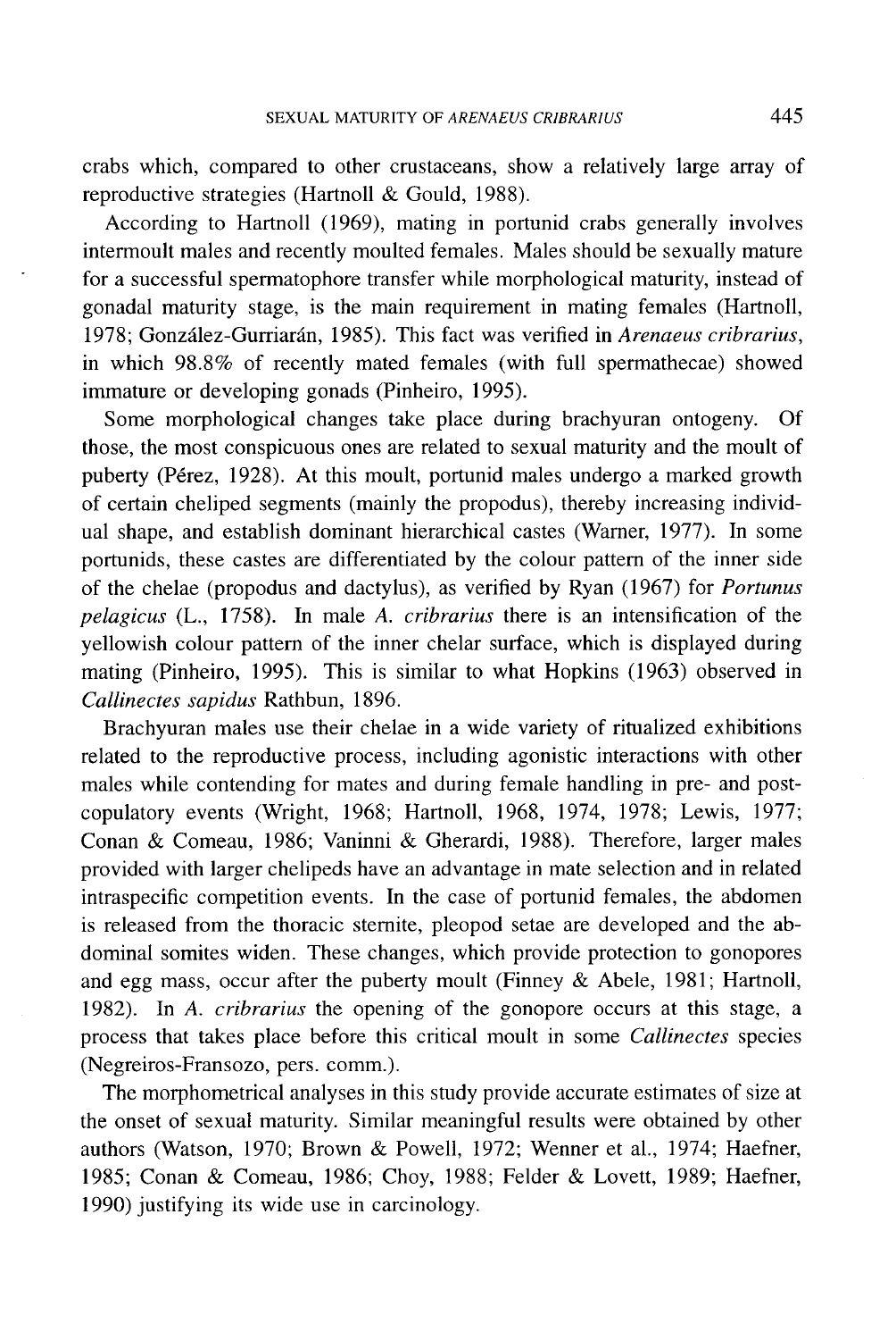crabs which, compared to other crustaceans, show a relatively large array of reproductive strategies (Hartnoll & Gould, 1988).

According to Hartnoll (1969), mating in portunid crabs generally involves intermoult males and recently moulted females. Males should be sexually mature for a successful spermatophore transfer while morphological maturity, instead of gonadal maturity stage, is the main requirement in mating females (Hartnoll, 1978; González-Gurriarán, 1985). This fact was verified in *Arenaeus cribrarius*, in which 98.8% of recently mated females (with full spermathecae) showed immature or developing gonads (Pinheiro, 1995).

Some morphological changes take place during brachyuran ontogeny. Of those, the most conspicuous ones are related to sexual maturity and the moult of puberty (Pérez, 1928). At this moult, portunid males undergo a marked growth of certain cheliped segments (mainly the propodus), thereby increasing individual shape, and establish dominant hierarchical castes (Warner, 1977). In some portunids, these castes are differentiated by the colour pattern of the inner side of the chelae (propodus and dactylus), as verified by Ryan (1967) for *Portunus pelagicus* (L., 1758). In male *A. cribrarius* there is an intensification of the yellowish colour pattern of the inner chelar surface, which is displayed during mating (Pinheiro, 1995). This is similar to what Hopkins (1963) observed in *Callinectes sapidus* Rathbun, 1896.

Brachyuran males use their chelae in a wide variety of ritualized exhibitions related to the reproductive process, including agonistic interactions with other males while contending for mates and during female handling in pre- and post-copulatory events (Wright, 1968; Hartnoll, 1968, 1974, 1978; Lewis, 1977; Conan & Comeau, 1986; Vaninni & Gherardi, 1988). Therefore, larger males provided with larger chelipeds have an advantage in mate selection and in related intraspecific competition events. In the case of portunid females, the abdomen is released from the thoracic sternite, pleopod setae are developed and the abdominal somites widen. These changes, which provide protection to gonopores and egg mass, occur after the puberty moult (Finney & Abele, 1981; Hartnoll, 1982). In *A. cribrarius* the opening of the gonopore occurs at this stage, a process that takes place before this critical moult in some *Callinectes* species (Negreiros-Fransozo, pers. comm.).

The morphometrical analyses in this study provide accurate estimates of size at the onset of sexual maturity. Similar meaningful results were obtained by other authors (Watson, 1970; Brown & Powell, 1972; Wenner et al., 1974; Haefner, 1985; Conan & Comeau, 1986; Choy, 1988; Felder & Lovett, 1989; Haefner, 1990) justifying its wide use in carcinology.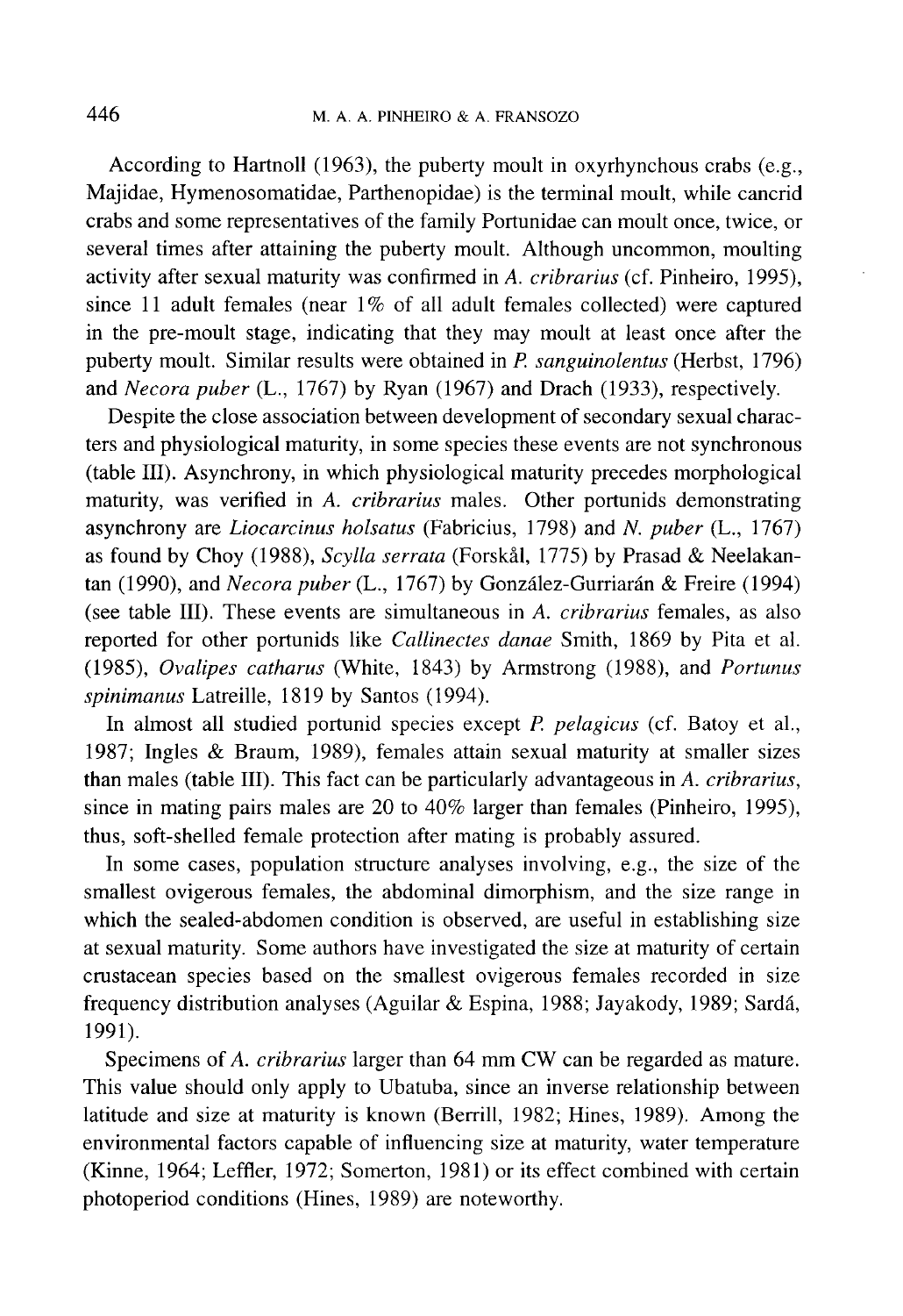According to Hartnoll (1963), the puberty moult in oxyrhynchous crabs (e.g., Majidae, Hymenosomatidae, Parthenopidae) is the terminal moult, while cancrid crabs and some representatives of the family Portunidae can moult once, twice, or several times after attaining the puberty moult. Although uncommon, moulting activity after sexual maturity was confirmed in *A. cribrarius* (cf. Pinheiro, 1995), since 11 adult females (near 1% of all adult females collected) were captured in the pre-moult stage, indicating that they may moult at least once after the puberty moult. Similar results were obtained in *P. sanguinolentus* (Herbst, 1796) and *Necora puber* (L., 1767) by Ryan (1967) and Drach (1933), respectively.

Despite the close association between development of secondary sexual characters and physiological maturity, in some species these events are not synchronous (table III). Asynchrony, in which physiological maturity precedes morphological maturity, was verified in *A. cribrarius* males. Other portunids demonstrating asynchrony are *Liocarcinus holsatus* (Fabricius, 1798) and *N. puber* (L., 1767) as found by Choy (1988), *Scylla serrata* (Forskål, 1775) by Prasad & Neelakantan (1990), and *Necora puber* (L., 1767) by González-Gurriarán & Freire (1994) (see table III). These events are simultaneous in *A. cribrarius* females, as also reported for other portunids like *Callinectes danae* Smith, 1869 by Pita et al. (1985), *Ovalipes catharus* (White, 1843) by Armstrong (1988), and *Portunus spinimanus* Latreille, 1819 by Santos (1994).

In almost all studied portunid species except *P. pelagicus* (cf. Batoy et al., 1987; Ingles & Braum, 1989), females attain sexual maturity at smaller sizes than males (table III). This fact can be particularly advantageous in *A. cribrarius*, since in mating pairs males are 20 to 40% larger than females (Pinheiro, 1995), thus, soft-shelled female protection after mating is probably assured.

In some cases, population structure analyses involving, e.g., the size of the smallest ovigerous females, the abdominal dimorphism, and the size range in which the sealed-abdomen condition is observed, are useful in establishing size at sexual maturity. Some authors have investigated the size at maturity of certain crustacean species based on the smallest ovigerous females recorded in size frequency distribution analyses (Aguilar & Espina, 1988; Jayakody, 1989; Sardá, 1991).

Specimens of *A. cribrarius* larger than 64 mm CW can be regarded as mature. This value should only apply to Ubatuba, since an inverse relationship between latitude and size at maturity is known (Berrill, 1982; Hines, 1989). Among the environmental factors capable of influencing size at maturity, water temperature (Kinne, 1964; Leffler, 1972; Somerton, 1981) or its effect combined with certain photoperiod conditions (Hines, 1989) are noteworthy.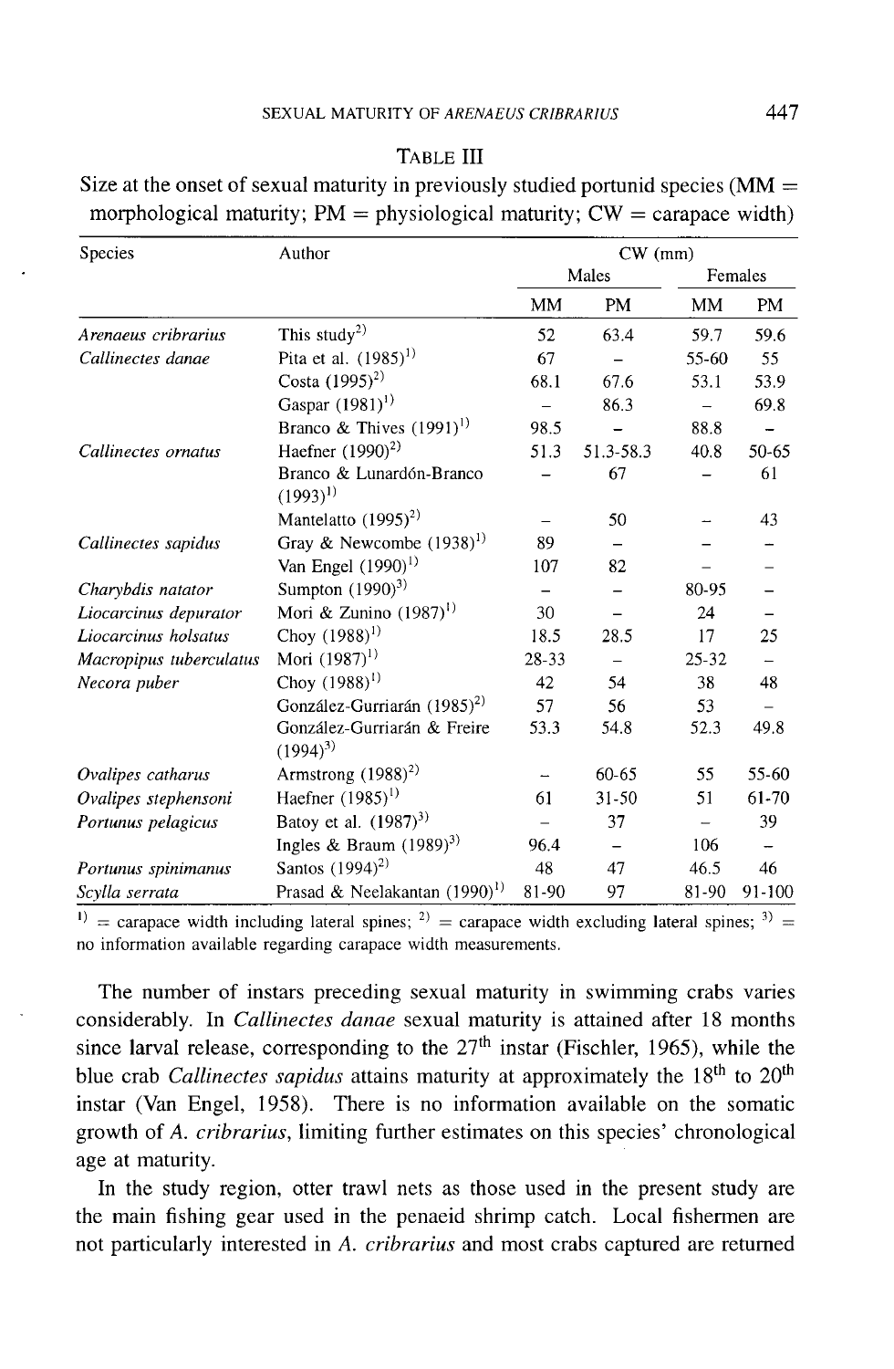TABLE III

Size at the onset of sexual maturity in previously studied portunid species (MM = morphological maturity; PM = physiological maturity; CW = carapace width)

| Species | Author | CW (mm) | | | |
|---|---|---|---|---|---|
| | | Males | | Females | |
| | | MM | PM | MM | PM |
| *Arenaeus cribrarius* | This study[2] | 52 | 63.4 | 59.7 | 59.6 |
| *Callinectes danae* | Pita et al. (1985)[1] | 67 | – | 55-60 | 55 |
| | Costa (1995)[2] | 68.1 | 67.6 | 53.1 | 53.9 |
| | Gaspar (1981)[1] | – | 86.3 | – | 69.8 |
| | Branco & Thives (1991)[1] | 98.5 | – | 88.8 | – |
| *Callinectes ornatus* | Haefner (1990)[2] | 51.3 | 51.3-58.3 | 40.8 | 50-65 |
| | Branco & Lunardón-Branco (1993)[1] | – | 67 | – | 61 |
| | Mantelatto (1995)[2] | – | 50 | – | 43 |
| *Callinectes sapidus* | Gray & Newcombe (1938)[1] | 89 | – | – | – |
| | Van Engel (1990)[1] | 107 | 82 | – | – |
| *Charybdis natator* | Sumpton (1990)[3] | – | – | 80-95 | – |
| *Liocarcinus depurator* | Mori & Zunino (1987)[1] | 30 | – | 24 | – |
| *Liocarcinus holsatus* | Choy (1988)[1] | 18.5 | 28.5 | 17 | 25 |
| *Macropipus tuberculatus* | Mori (1987)[1] | 28-33 | – | 25-32 | – |
| *Necora puber* | Choy (1988)[1] | 42 | 54 | 38 | 48 |
| | González-Gurriarán (1985)[2] | 57 | 56 | 53 | – |
| | González-Gurriarán & Freire (1994)[3] | 53.3 | 54.8 | 52.3 | 49.8 |
| *Ovalipes catharus* | Armstrong (1988)[2] | – | 60-65 | 55 | 55-60 |
| *Ovalipes stephensoni* | Haefner (1985)[1] | 61 | 31-50 | 51 | 61-70 |
| *Portunus pelagicus* | Batoy et al. (1987)[3] | – | 37 | – | 39 |
| | Ingles & Braum (1989)[3] | 96.4 | – | 106 | – |
| *Portunus spinimanus* | Santos (1994)[2] | 48 | 47 | 46.5 | 46 |
| *Scylla serrata* | Prasad & Neelakantan (1990)[1] | 81-90 | 97 | 81-90 | 91-100 |

[1] = carapace width including lateral spines; [2] = carapace width excluding lateral spines; [3] = no information available regarding carapace width measurements.

The number of instars preceding sexual maturity in swimming crabs varies considerably. In *Callinectes danae* sexual maturity is attained after 18 months since larval release, corresponding to the 27th instar (Fischler, 1965), while the blue crab *Callinectes sapidus* attains maturity at approximately the 18th to 20th instar (Van Engel, 1958). There is no information available on the somatic growth of *A. cribrarius*, limiting further estimates on this species' chronological age at maturity.

In the study region, otter trawl nets as those used in the present study are the main fishing gear used in the penaeid shrimp catch. Local fishermen are not particularly interested in *A. cribrarius* and most crabs captured are returned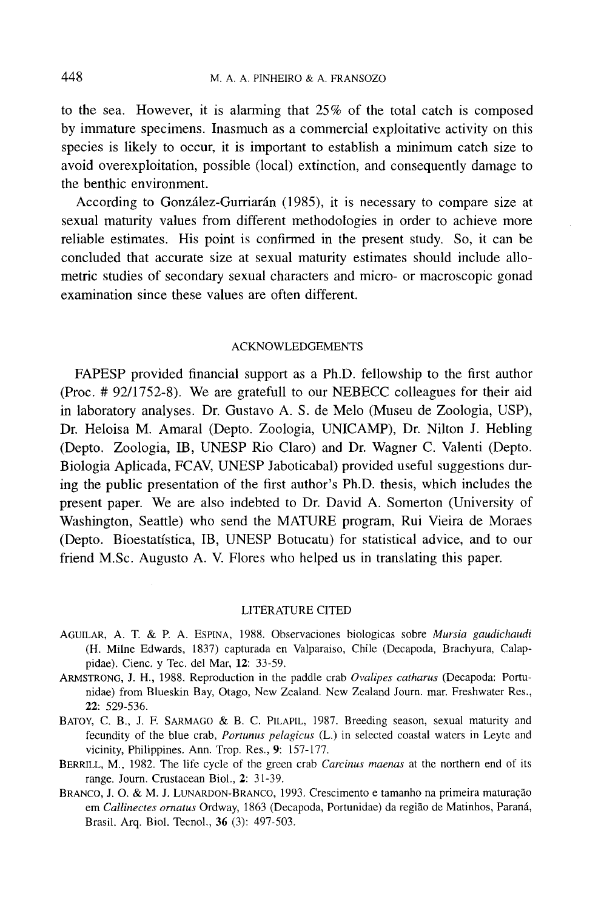to the sea. However, it is alarming that 25% of the total catch is composed by immature specimens. Inasmuch as a commercial exploitative activity on this species is likely to occur, it is important to establish a minimum catch size to avoid overexploitation, possible (local) extinction, and consequently damage to the benthic environment.

According to González-Gurriarán (1985), it is necessary to compare size at sexual maturity values from different methodologies in order to achieve more reliable estimates. His point is confirmed in the present study. So, it can be concluded that accurate size at sexual maturity estimates should include allometric studies of secondary sexual characters and micro- or macroscopic gonad examination since these values are often different.

## ACKNOWLEDGEMENTS

FAPESP provided financial support as a Ph.D. fellowship to the first author (Proc. # 92/1752-8). We are gratefull to our NEBECC colleagues for their aid in laboratory analyses. Dr. Gustavo A. S. de Melo (Museu de Zoologia, USP), Dr. Heloisa M. Amaral (Depto. Zoologia, UNICAMP), Dr. Nilton J. Hebling (Depto. Zoologia, IB, UNESP Rio Claro) and Dr. Wagner C. Valenti (Depto. Biologia Aplicada, FCAV, UNESP Jaboticabal) provided useful suggestions during the public presentation of the first author's Ph.D. thesis, which includes the present paper. We are also indebted to Dr. David A. Somerton (University of Washington, Seattle) who send the MATURE program, Rui Vieira de Moraes (Depto. Bioestatística, IB, UNESP Botucatu) for statistical advice, and to our friend M.Sc. Augusto A. V. Flores who helped us in translating this paper.

## LITERATURE CITED

AGUILAR, A. T. & P. A. ESPINA, 1988. Observaciones biologicas sobre *Mursia gaudichaudi* (H. Milne Edwards, 1837) capturada en Valparaiso, Chile (Decapoda, Brachyura, Calappidae). Cienc. y Tec. del Mar, **12**: 33-59.

ARMSTRONG, J. H., 1988. Reproduction in the paddle crab *Ovalipes catharus* (Decapoda: Portunidae) from Blueskin Bay, Otago, New Zealand. New Zealand Journ. mar. Freshwater Res., **22**: 529-536.

BATOY, C. B., J. F. SARMAGO & B. C. PILAPIL, 1987. Breeding season, sexual maturity and fecundity of the blue crab, *Portunus pelagicus* (L.) in selected coastal waters in Leyte and vicinity, Philippines. Ann. Trop. Res., **9**: 157-177.

BERRILL, M., 1982. The life cycle of the green crab *Carcinus maenas* at the northern end of its range. Journ. Crustacean Biol., **2**: 31-39.

BRANCO, J. O. & M. J. LUNARDON-BRANCO, 1993. Crescimento e tamanho na primeira maturação em *Callinectes ornatus* Ordway, 1863 (Decapoda, Portunidae) da região de Matinhos, Paraná, Brasil. Arq. Biol. Tecnol., **36** (3): 497-503.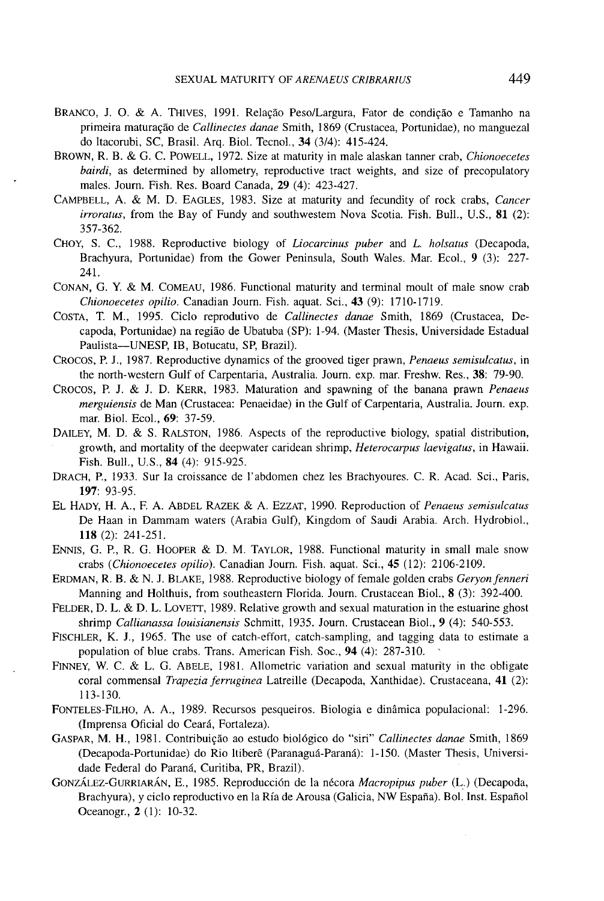BRANCO, J. O. & A. THIVES, 1991. Relação Peso/Largura, Fator de condição e Tamanho na primeira maturação de *Callinectes danae* Smith, 1869 (Crustacea, Portunidae), no manguezal do Itacorubi, SC, Brasil. Arq. Biol. Tecnol., **34** (3/4): 415-424.

BROWN, R. B. & G. C. POWELL, 1972. Size at maturity in male alaskan tanner crab, *Chionoecetes bairdi*, as determined by allometry, reproductive tract weights, and size of precopulatory males. Journ. Fish. Res. Board Canada, **29** (4): 423-427.

CAMPBELL, A. & M. D. EAGLES, 1983. Size at maturity and fecundity of rock crabs, *Cancer irroratus*, from the Bay of Fundy and southwestem Nova Scotia. Fish. Bull., U.S., **81** (2): 357-362.

CHOY, S. C., 1988. Reproductive biology of *Liocarcinus puber* and *L. holsatus* (Decapoda, Brachyura, Portunidae) from the Gower Peninsula, South Wales. Mar. Ecol., **9** (3): 227-241.

CONAN, G. Y. & M. COMEAU, 1986. Functional maturity and terminal moult of male snow crab *Chionoecetes opilio*. Canadian Journ. Fish. aquat. Sci., **43** (9): 1710-1719.

COSTA, T. M., 1995. Ciclo reprodutivo de *Callinectes danae* Smith, 1869 (Crustacea, Decapoda, Portunidae) na região de Ubatuba (SP): 1-94. (Master Thesis, Universidade Estadual Paulista—UNESP, IB, Botucatu, SP, Brazil).

CROCOS, P. J., 1987. Reproductive dynamics of the grooved tiger prawn, *Penaeus semisulcatus*, in the north-western Gulf of Carpentaria, Australia. Journ. exp. mar. Freshw. Res., **38**: 79-90.

CROCOS, P. J. & J. D. KERR, 1983. Maturation and spawning of the banana prawn *Penaeus merguiensis* de Man (Crustacea: Penaeidae) in the Gulf of Carpentaria, Australia. Journ. exp. mar. Biol. Ecol., **69**: 37-59.

DAILEY, M. D. & S. RALSTON, 1986. Aspects of the reproductive biology, spatial distribution, growth, and mortality of the deepwater caridean shrimp, *Heterocarpus laevigatus*, in Hawaii. Fish. Bull., U.S., **84** (4): 915-925.

DRACH, P., 1933. Sur la croissance de l'abdomen chez les Brachyoures. C. R. Acad. Sci., Paris, **197**: 93-95.

EL HADY, H. A., F. A. ABDEL RAZEK & A. EZZAT, 1990. Reproduction of *Penaeus semisulcatus* De Haan in Dammam waters (Arabia Gulf), Kingdom of Saudi Arabia. Arch. Hydrobiol., **118** (2): 241-251.

ENNIS, G. P., R. G. HOOPER & D. M. TAYLOR, 1988. Functional maturity in small male snow crabs (*Chionoecetes opilio*). Canadian Journ. Fish. aquat. Sci., **45** (12): 2106-2109.

ERDMAN, R. B. & N. J. BLAKE, 1988. Reproductive biology of female golden crabs *Geryon fenneri* Manning and Holthuis, from southeastern Florida. Journ. Crustacean Biol., **8** (3): 392-400.

FELDER, D. L. & D. L. LOVETT, 1989. Relative growth and sexual maturation in the estuarine ghost shrimp *Callianassa louisianensis* Schmitt, 1935. Journ. Crustacean Biol., **9** (4): 540-553.

FISCHLER, K. J., 1965. The use of catch-effort, catch-sampling, and tagging data to estimate a population of blue crabs. Trans. American Fish. Soc., **94** (4): 287-310.

FINNEY, W. C. & L. G. ABELE, 1981. Allometric variation and sexual maturity in the obligate coral commensal *Trapezia ferruginea* Latreille (Decapoda, Xanthidae). Crustaceana, **41** (2): 113-130.

FONTELES-FILHO, A. A., 1989. Recursos pesqueiros. Biologia e dinâmica populacional: 1-296. (Imprensa Oficial do Ceará, Fortaleza).

GASPAR, M. H., 1981. Contribuição ao estudo biológico do "siri" *Callinectes danae* Smith, 1869 (Decapoda-Portunidae) do Rio Itiberê (Paranaguá-Paraná): 1-150. (Master Thesis, Universidade Federal do Paraná, Curitiba, PR, Brazil).

GONZÁLEZ-GURRIARÁN, E., 1985. Reproducción de la nécora *Macropipus puber* (L.) (Decapoda, Brachyura), y ciclo reproductivo en la Ría de Arousa (Galicia, NW España). Bol. Inst. Español Oceanogr., **2** (1): 10-32.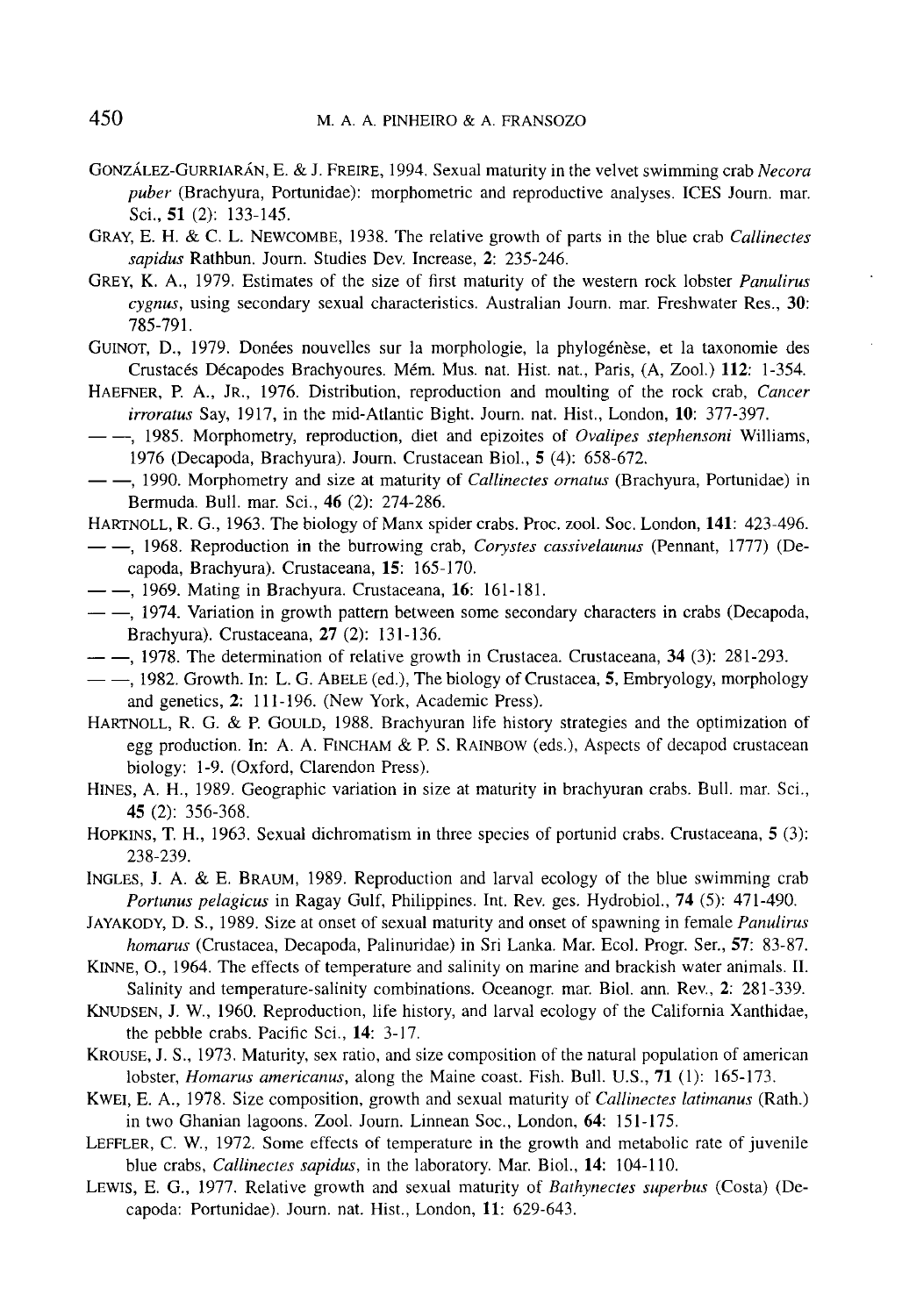GONZÁLEZ-GURRIARÁN, E. & J. FREIRE, 1994. Sexual maturity in the velvet swimming crab *Necora puber* (Brachyura, Portunidae): morphometric and reproductive analyses. ICES Journ. mar. Sci., **51** (2): 133-145.

GRAY, E. H. & C. L. NEWCOMBE, 1938. The relative growth of parts in the blue crab *Callinectes sapidus* Rathbun. Journ. Studies Dev. Increase, **2**: 235-246.

GREY, K. A., 1979. Estimates of the size of first maturity of the western rock lobster *Panulirus cygnus*, using secondary sexual characteristics. Australian Journ. mar. Freshwater Res., **30**: 785-791.

GUINOT, D., 1979. Donées nouvelles sur la morphologie, la phylogénèse, et la taxonomie des Crustacés Décapodes Brachyoures. Mém. Mus. nat. Hist. nat., Paris, (A, Zool.) **112**: 1-354.

HAEFNER, P. A., JR., 1976. Distribution, reproduction and moulting of the rock crab, *Cancer irroratus* Say, 1917, in the mid-Atlantic Bight. Journ. nat. Hist., London, **10**: 377-397.

— —, 1985. Morphometry, reproduction, diet and epizoites of *Ovalipes stephensoni* Williams, 1976 (Decapoda, Brachyura). Journ. Crustacean Biol., **5** (4): 658-672.

— —, 1990. Morphometry and size at maturity of *Callinectes ornatus* (Brachyura, Portunidae) in Bermuda. Bull. mar. Sci., **46** (2): 274-286.

HARTNOLL, R. G., 1963. The biology of Manx spider crabs. Proc. zool. Soc. London, **141**: 423-496.

— —, 1968. Reproduction in the burrowing crab, *Corystes cassivelaunus* (Pennant, 1777) (Decapoda, Brachyura). Crustaceana, **15**: 165-170.

— —, 1969. Mating in Brachyura. Crustaceana, **16**: 161-181.

— —, 1974. Variation in growth pattern between some secondary characters in crabs (Decapoda, Brachyura). Crustaceana, **27** (2): 131-136.

— —, 1978. The determination of relative growth in Crustacea. Crustaceana, **34** (3): 281-293.

— —, 1982. Growth. In: L. G. ABELE (ed.), The biology of Crustacea, **5**, Embryology, morphology and genetics, **2**: 111-196. (New York, Academic Press).

HARTNOLL, R. G. & P. GOULD, 1988. Brachyuran life history strategies and the optimization of egg production. In: A. A. FINCHAM & P. S. RAINBOW (eds.), Aspects of decapod crustacean biology: 1-9. (Oxford, Clarendon Press).

HINES, A. H., 1989. Geographic variation in size at maturity in brachyuran crabs. Bull. mar. Sci., **45** (2): 356-368.

HOPKINS, T. H., 1963. Sexual dichromatism in three species of portunid crabs. Crustaceana, **5** (3): 238-239.

INGLES, J. A. & E. BRAUM, 1989. Reproduction and larval ecology of the blue swimming crab *Portunus pelagicus* in Ragay Gulf, Philippines. Int. Rev. ges. Hydrobiol., **74** (5): 471-490.

JAYAKODY, D. S., 1989. Size at onset of sexual maturity and onset of spawning in female *Panulirus homarus* (Crustacea, Decapoda, Palinuridae) in Sri Lanka. Mar. Ecol. Progr. Ser., **57**: 83-87.

KINNE, O., 1964. The effects of temperature and salinity on marine and brackish water animals. II. Salinity and temperature-salinity combinations. Oceanogr. mar. Biol. ann. Rev., **2**: 281-339.

KNUDSEN, J. W., 1960. Reproduction, life history, and larval ecology of the California Xanthidae, the pebble crabs. Pacific Sci., **14**: 3-17.

KROUSE, J. S., 1973. Maturity, sex ratio, and size composition of the natural population of american lobster, *Homarus americanus*, along the Maine coast. Fish. Bull. U.S., **71** (1): 165-173.

KWEI, E. A., 1978. Size composition, growth and sexual maturity of *Callinectes latimanus* (Rath.) in two Ghanian lagoons. Zool. Journ. Linnean Soc., London, **64**: 151-175.

LEFFLER, C. W., 1972. Some effects of temperature in the growth and metabolic rate of juvenile blue crabs, *Callinectes sapidus*, in the laboratory. Mar. Biol., **14**: 104-110.

LEWIS, E. G., 1977. Relative growth and sexual maturity of *Bathynectes superbus* (Costa) (Decapoda: Portunidae). Journ. nat. Hist., London, **11**: 629-643.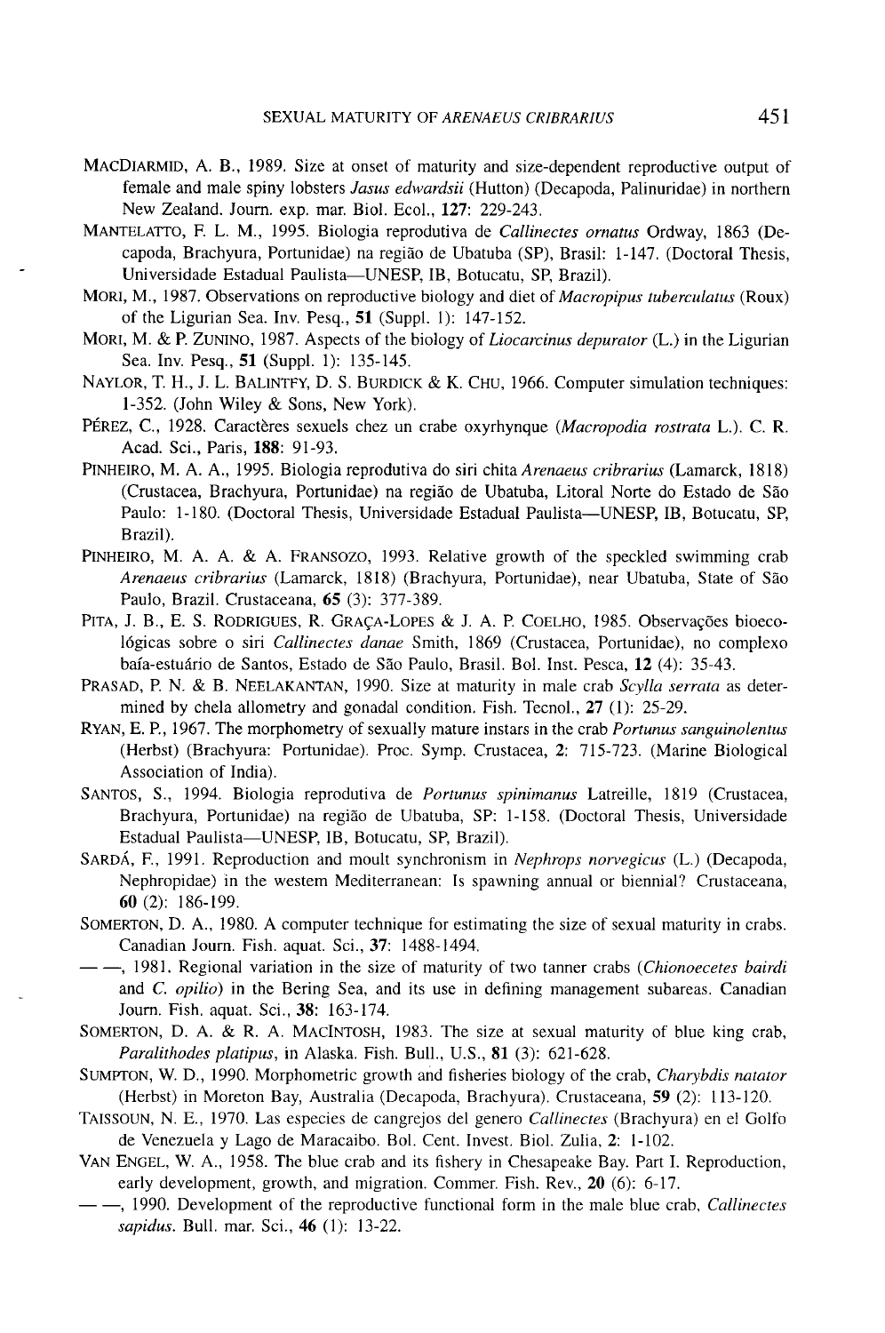MacDiarmid, A. B., 1989. Size at onset of maturity and size-dependent reproductive output of female and male spiny lobsters *Jasus edwardsii* (Hutton) (Decapoda, Palinuridae) in northern New Zealand. Journ. exp. mar. Biol. Ecol., **127**: 229-243.

Mantelatto, F. L. M., 1995. Biologia reprodutiva de *Callinectes ornatus* Ordway, 1863 (Decapoda, Brachyura, Portunidae) na região de Ubatuba (SP), Brasil: 1-147. (Doctoral Thesis, Universidade Estadual Paulista—UNESP, IB, Botucatu, SP, Brazil).

Mori, M., 1987. Observations on reproductive biology and diet of *Macropipus tuberculatus* (Roux) of the Ligurian Sea. Inv. Pesq., **51** (Suppl. 1): 147-152.

Mori, M. & P. Zunino, 1987. Aspects of the biology of *Liocarcinus depurator* (L.) in the Ligurian Sea. Inv. Pesq., **51** (Suppl. 1): 135-145.

Naylor, T. H., J. L. Balintfy, D. S. Burdick & K. Chu, 1966. Computer simulation techniques: 1-352. (John Wiley & Sons, New York).

Pérez, C., 1928. Caractères sexuels chez un crabe oxyrhynque (*Macropodia rostrata* L.). C. R. Acad. Sci., Paris, **188**: 91-93.

Pinheiro, M. A. A., 1995. Biologia reprodutiva do siri chita *Arenaeus cribrarius* (Lamarck, 1818) (Crustacea, Brachyura, Portunidae) na região de Ubatuba, Litoral Norte do Estado de São Paulo: 1-180. (Doctoral Thesis, Universidade Estadual Paulista—UNESP, IB, Botucatu, SP, Brazil).

Pinheiro, M. A. A. & A. Fransozo, 1993. Relative growth of the speckled swimming crab *Arenaeus cribrarius* (Lamarck, 1818) (Brachyura, Portunidae), near Ubatuba, State of São Paulo, Brazil. Crustaceana, **65** (3): 377-389.

Pita, J. B., E. S. Rodrigues, R. Graça-Lopes & J. A. P. Coelho, 1985. Observações bioecológicas sobre o siri *Callinectes danae* Smith, 1869 (Crustacea, Portunidae), no complexo baía-estuário de Santos, Estado de São Paulo, Brasil. Bol. Inst. Pesca, **12** (4): 35-43.

Prasad, P. N. & B. Neelakantan, 1990. Size at maturity in male crab *Scylla serrata* as determined by chela allometry and gonadal condition. Fish. Tecnol., **27** (1): 25-29.

Ryan, E. P., 1967. The morphometry of sexually mature instars in the crab *Portunus sanguinolentus* (Herbst) (Brachyura: Portunidae). Proc. Symp. Crustacea, **2**: 715-723. (Marine Biological Association of India).

Santos, S., 1994. Biologia reprodutiva de *Portunus spinimanus* Latreille, 1819 (Crustacea, Brachyura, Portunidae) na região de Ubatuba, SP: 1-158. (Doctoral Thesis, Universidade Estadual Paulista—UNESP, IB, Botucatu, SP, Brazil).

Sardá, F., 1991. Reproduction and moult synchronism in *Nephrops norvegicus* (L.) (Decapoda, Nephropidae) in the western Mediterranean: Is spawning annual or biennial? Crustaceana, **60** (2): 186-199.

Somerton, D. A., 1980. A computer technique for estimating the size of sexual maturity in crabs. Canadian Journ. Fish. aquat. Sci., **37**: 1488-1494.

— —, 1981. Regional variation in the size of maturity of two tanner crabs (*Chionoecetes bairdi* and *C. opilio*) in the Bering Sea, and its use in defining management subareas. Canadian Journ. Fish. aquat. Sci., **38**: 163-174.

Somerton, D. A. & R. A. MacIntosh, 1983. The size at sexual maturity of blue king crab, *Paralithodes platipus*, in Alaska. Fish. Bull., U.S., **81** (3): 621-628.

Sumpton, W. D., 1990. Morphometric growth and fisheries biology of the crab, *Charybdis natator* (Herbst) in Moreton Bay, Australia (Decapoda, Brachyura). Crustaceana, **59** (2): 113-120.

Taissoun, N. E., 1970. Las especies de cangrejos del genero *Callinectes* (Brachyura) en el Golfo de Venezuela y Lago de Maracaibo. Bol. Cent. Invest. Biol. Zulia, **2**: 1-102.

Van Engel, W. A., 1958. The blue crab and its fishery in Chesapeake Bay. Part I. Reproduction, early development, growth, and migration. Commer. Fish. Rev., **20** (6): 6-17.

— —, 1990. Development of the reproductive functional form in the male blue crab, *Callinectes sapidus*. Bull. mar. Sci., **46** (1): 13-22.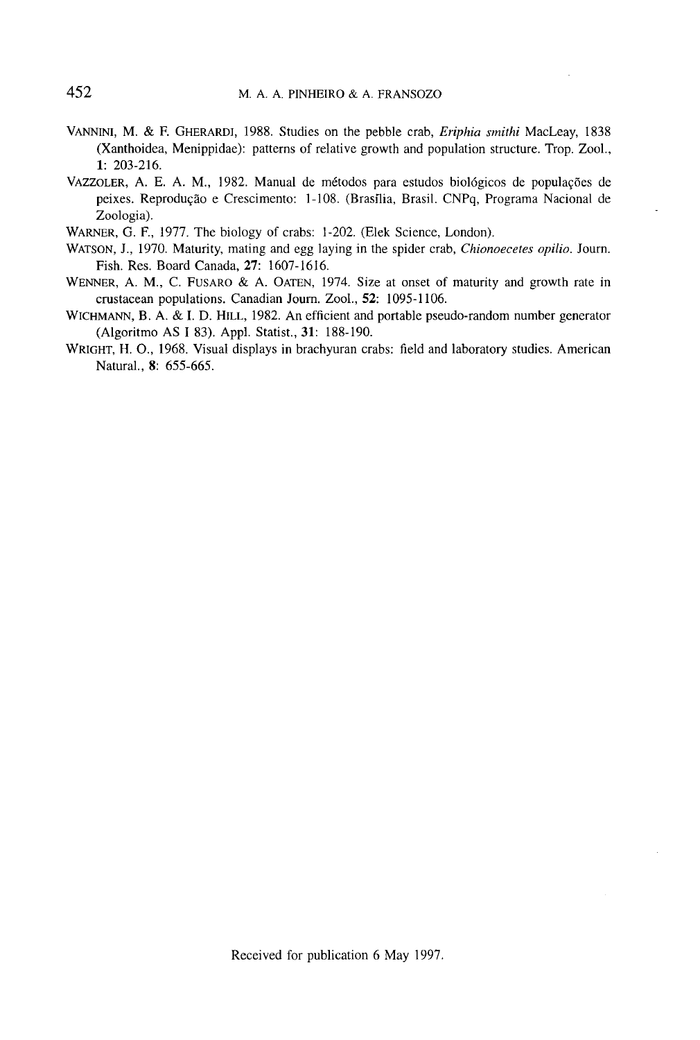VANNINI, M. & F. GHERARDI, 1988. Studies on the pebble crab, *Eriphia smithi* MacLeay, 1838 (Xanthoidea, Menippidae): patterns of relative growth and population structure. Trop. Zool., **1**: 203-216.

VAZZOLER, A. E. A. M., 1982. Manual de métodos para estudos biológicos de populações de peixes. Reprodução e Crescimento: 1-108. (Brasília, Brasil. CNPq, Programa Nacional de Zoologia).

WARNER, G. F., 1977. The biology of crabs: 1-202. (Elek Science, London).

WATSON, J., 1970. Maturity, mating and egg laying in the spider crab, *Chionoecetes opilio*. Journ. Fish. Res. Board Canada, **27**: 1607-1616.

WENNER, A. M., C. FUSARO & A. OATEN, 1974. Size at onset of maturity and growth rate in crustacean populations. Canadian Journ. Zool., **52**: 1095-1106.

WICHMANN, B. A. & I. D. HILL, 1982. An efficient and portable pseudo-random number generator (Algoritmo AS I 83). Appl. Statist., **31**: 188-190.

WRIGHT, H. O., 1968. Visual displays in brachyuran crabs: field and laboratory studies. American Natural., **8**: 655-665.

Received for publication 6 May 1997.